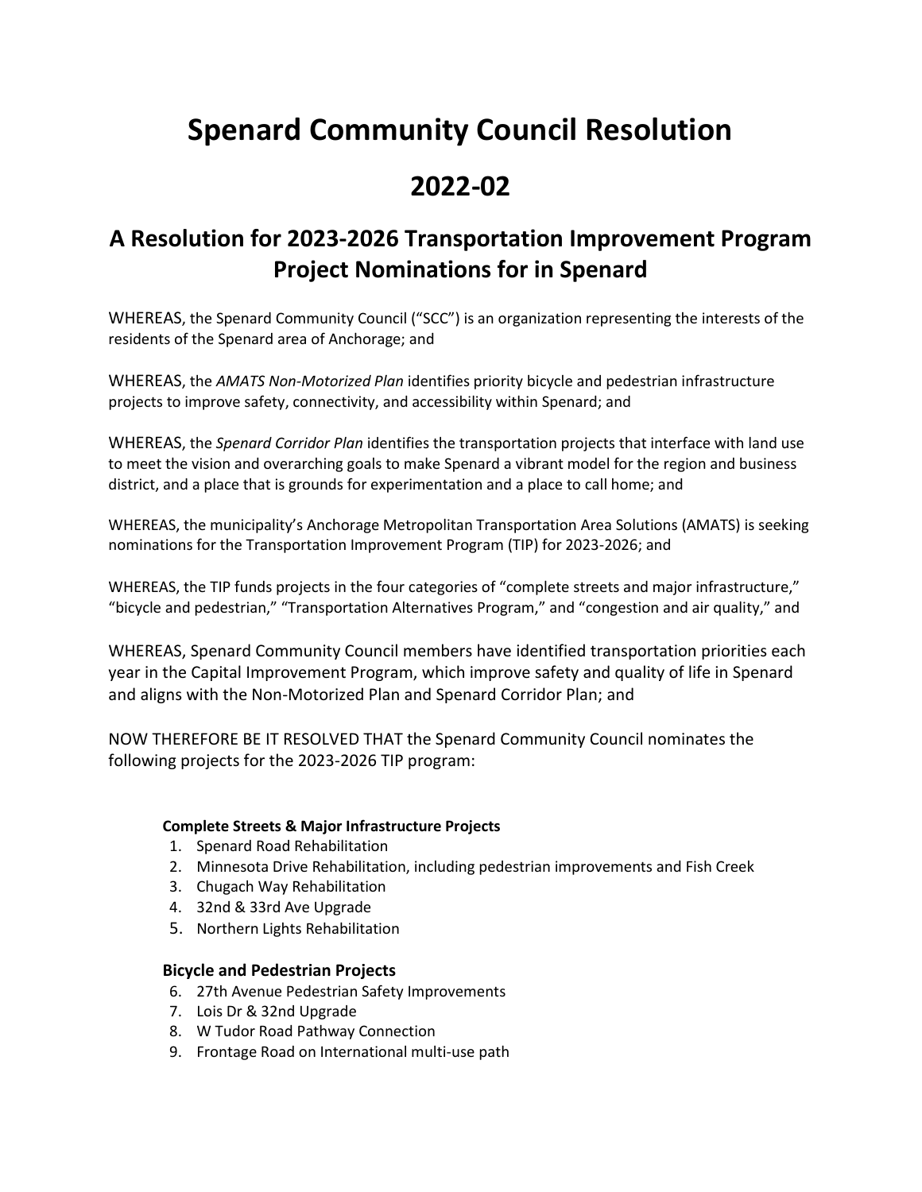# Spenard Community Council Resolution

# 2022-02

## A Resolution for 2023-2026 Transportation Improvement Program Project Nominations for in Spenard

WHEREAS, the Spenard Community Council ("SCC") is an organization representing the interests of the residents of the Spenard area of Anchorage; and

WHEREAS, the *AMATS Non-Motorized Plan* identifies priority bicycle and pedestrian infrastructure projects to improve safety, connectivity, and accessibility within Spenard; and

WHEREAS, the *Spenard Corridor Plan* identifies the transportation projects that interface with land use to meet the vision and overarching goals to make Spenard a vibrant model for the region and business district, and a place that is grounds for experimentation and a place to call home; and

WHEREAS, the municipality's Anchorage Metropolitan Transportation Area Solutions (AMATS) is seeking nominations for the Transportation Improvement Program (TIP) for 2023-2026; and

WHEREAS, the TIP funds projects in the four categories of "complete streets and major infrastructure," "bicycle and pedestrian," "Transportation Alternatives Program," and "congestion and air quality," and

WHEREAS, Spenard Community Council members have identified transportation priorities each year in the Capital Improvement Program, which improve safety and quality of life in Spenard and aligns with the Non-Motorized Plan and Spenard Corridor Plan; and

NOW THEREFORE BE IT RESOLVED THAT the Spenard Community Council nominates the following projects for the 2023-2026 TIP program:

**Complete Streets & Major Infrastructure Projects**

1. Spenard Road Rehabilitation
2. Minnesota Drive Rehabilitation, including pedestrian improvements and Fish Creek
3. Chugach Way Rehabilitation
4. 32nd & 33rd Ave Upgrade
5. Northern Lights Rehabilitation

**Bicycle and Pedestrian Projects**

6. 27th Avenue Pedestrian Safety Improvements
7. Lois Dr & 32nd Upgrade
8. W Tudor Road Pathway Connection
9. Frontage Road on International multi-use path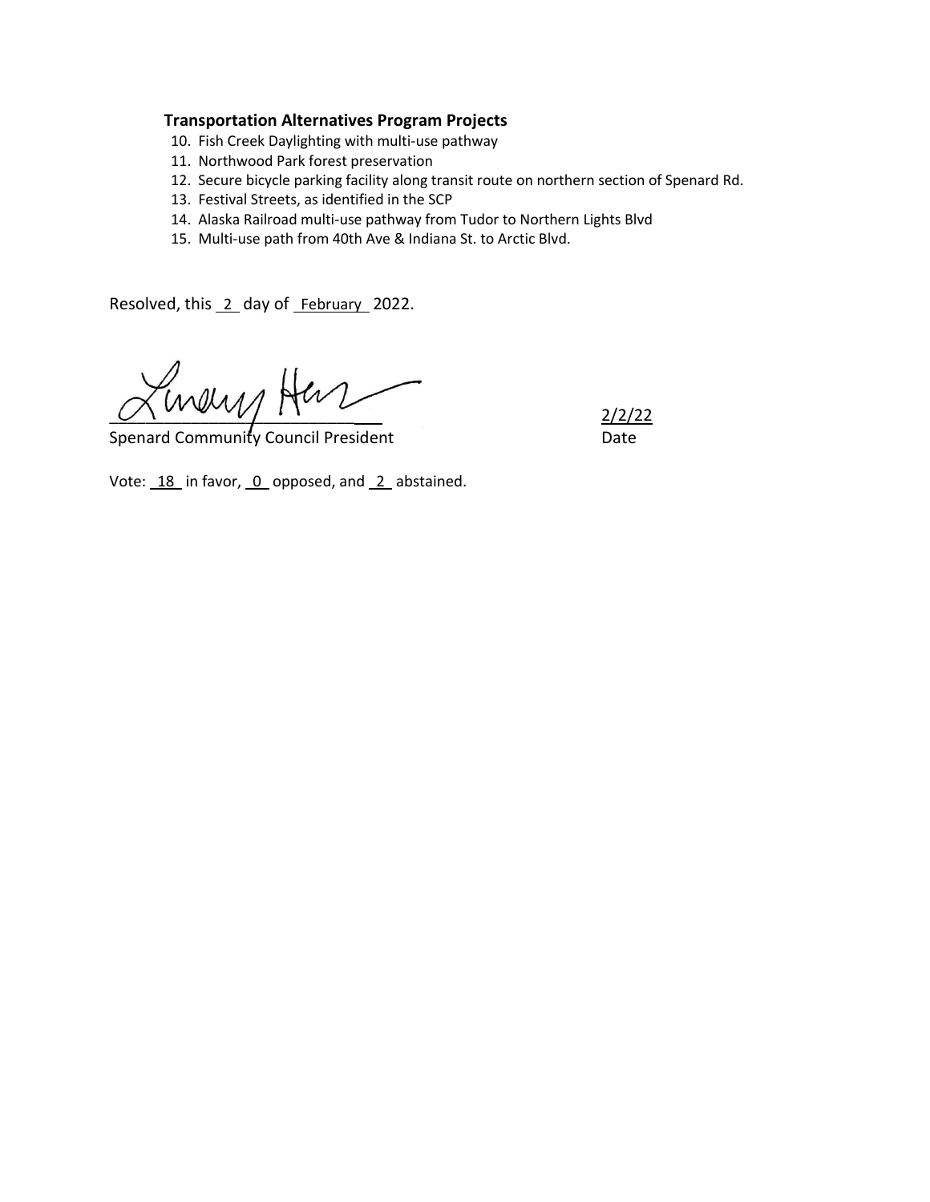**Transportation Alternatives Program Projects**

10. Fish Creek Daylighting with multi-use pathway
11. Northwood Park forest preservation
12. Secure bicycle parking facility along transit route on northern section of Spenard Rd.
13. Festival Streets, as identified in the SCP
14. Alaska Railroad multi-use pathway from Tudor to Northern Lights Blvd
15. Multi-use path from 40th Ave & Indiana St. to Arctic Blvd.

Resolved, this 2 day of February 2022.

Spenard Community Council President — Date: 2/2/22

Vote: 18 in favor, 0 opposed, and 2 abstained.